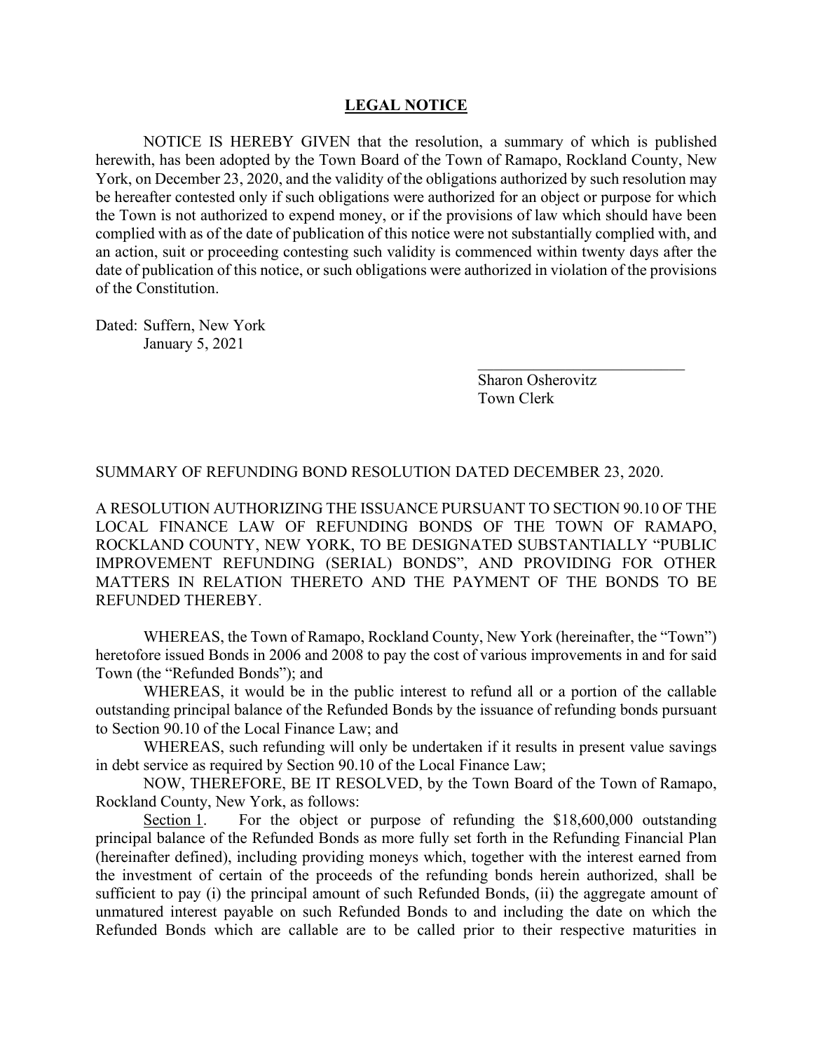## LEGAL NOTICE

NOTICE IS HEREBY GIVEN that the resolution, a summary of which is published herewith, has been adopted by the Town Board of the Town of Ramapo, Rockland County, New York, on December 23, 2020, and the validity of the obligations authorized by such resolution may be hereafter contested only if such obligations were authorized for an object or purpose for which the Town is not authorized to expend money, or if the provisions of law which should have been complied with as of the date of publication of this notice were not substantially complied with, and an action, suit or proceeding contesting such validity is commenced within twenty days after the date of publication of this notice, or such obligations were authorized in violation of the provisions of the Constitution.

Dated: Suffern, New York
January 5, 2021

\_\_\_\_\_\_\_\_\_\_\_\_\_\_\_\_\_\_\_\_\_\_\_\_\_\_
Sharon Osherovitz
Town Clerk

SUMMARY OF REFUNDING BOND RESOLUTION DATED DECEMBER 23, 2020.

A RESOLUTION AUTHORIZING THE ISSUANCE PURSUANT TO SECTION 90.10 OF THE LOCAL FINANCE LAW OF REFUNDING BONDS OF THE TOWN OF RAMAPO, ROCKLAND COUNTY, NEW YORK, TO BE DESIGNATED SUBSTANTIALLY "PUBLIC IMPROVEMENT REFUNDING (SERIAL) BONDS", AND PROVIDING FOR OTHER MATTERS IN RELATION THERETO AND THE PAYMENT OF THE BONDS TO BE REFUNDED THEREBY.

WHEREAS, the Town of Ramapo, Rockland County, New York (hereinafter, the "Town") heretofore issued Bonds in 2006 and 2008 to pay the cost of various improvements in and for said Town (the "Refunded Bonds"); and

WHEREAS, it would be in the public interest to refund all or a portion of the callable outstanding principal balance of the Refunded Bonds by the issuance of refunding bonds pursuant to Section 90.10 of the Local Finance Law; and

WHEREAS, such refunding will only be undertaken if it results in present value savings in debt service as required by Section 90.10 of the Local Finance Law;

NOW, THEREFORE, BE IT RESOLVED, by the Town Board of the Town of Ramapo, Rockland County, New York, as follows:

Section 1. For the object or purpose of refunding the $18,600,000 outstanding principal balance of the Refunded Bonds as more fully set forth in the Refunding Financial Plan (hereinafter defined), including providing moneys which, together with the interest earned from the investment of certain of the proceeds of the refunding bonds herein authorized, shall be sufficient to pay (i) the principal amount of such Refunded Bonds, (ii) the aggregate amount of unmatured interest payable on such Refunded Bonds to and including the date on which the Refunded Bonds which are callable are to be called prior to their respective maturities in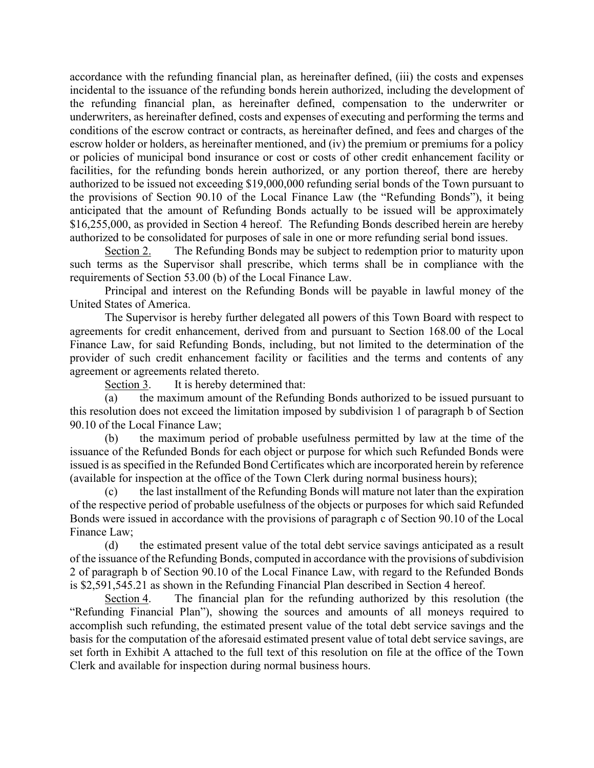accordance with the refunding financial plan, as hereinafter defined, (iii) the costs and expenses incidental to the issuance of the refunding bonds herein authorized, including the development of the refunding financial plan, as hereinafter defined, compensation to the underwriter or underwriters, as hereinafter defined, costs and expenses of executing and performing the terms and conditions of the escrow contract or contracts, as hereinafter defined, and fees and charges of the escrow holder or holders, as hereinafter mentioned, and (iv) the premium or premiums for a policy or policies of municipal bond insurance or cost or costs of other credit enhancement facility or facilities, for the refunding bonds herein authorized, or any portion thereof, there are hereby authorized to be issued not exceeding $19,000,000 refunding serial bonds of the Town pursuant to the provisions of Section 90.10 of the Local Finance Law (the "Refunding Bonds"), it being anticipated that the amount of Refunding Bonds actually to be issued will be approximately $16,255,000, as provided in Section 4 hereof. The Refunding Bonds described herein are hereby authorized to be consolidated for purposes of sale in one or more refunding serial bond issues.

Section 2. The Refunding Bonds may be subject to redemption prior to maturity upon such terms as the Supervisor shall prescribe, which terms shall be in compliance with the requirements of Section 53.00 (b) of the Local Finance Law.

Principal and interest on the Refunding Bonds will be payable in lawful money of the United States of America.

The Supervisor is hereby further delegated all powers of this Town Board with respect to agreements for credit enhancement, derived from and pursuant to Section 168.00 of the Local Finance Law, for said Refunding Bonds, including, but not limited to the determination of the provider of such credit enhancement facility or facilities and the terms and contents of any agreement or agreements related thereto.

Section 3. It is hereby determined that:

(a) the maximum amount of the Refunding Bonds authorized to be issued pursuant to this resolution does not exceed the limitation imposed by subdivision 1 of paragraph b of Section 90.10 of the Local Finance Law;

(b) the maximum period of probable usefulness permitted by law at the time of the issuance of the Refunded Bonds for each object or purpose for which such Refunded Bonds were issued is as specified in the Refunded Bond Certificates which are incorporated herein by reference (available for inspection at the office of the Town Clerk during normal business hours);

(c) the last installment of the Refunding Bonds will mature not later than the expiration of the respective period of probable usefulness of the objects or purposes for which said Refunded Bonds were issued in accordance with the provisions of paragraph c of Section 90.10 of the Local Finance Law;

(d) the estimated present value of the total debt service savings anticipated as a result of the issuance of the Refunding Bonds, computed in accordance with the provisions of subdivision 2 of paragraph b of Section 90.10 of the Local Finance Law, with regard to the Refunded Bonds is $2,591,545.21 as shown in the Refunding Financial Plan described in Section 4 hereof.

Section 4. The financial plan for the refunding authorized by this resolution (the "Refunding Financial Plan"), showing the sources and amounts of all moneys required to accomplish such refunding, the estimated present value of the total debt service savings and the basis for the computation of the aforesaid estimated present value of total debt service savings, are set forth in Exhibit A attached to the full text of this resolution on file at the office of the Town Clerk and available for inspection during normal business hours.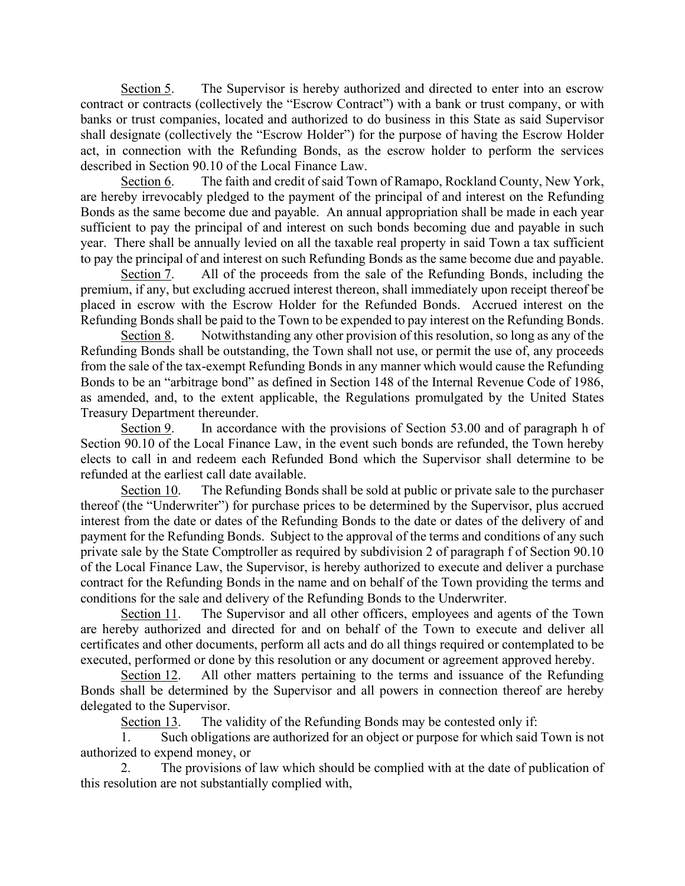Section 5. The Supervisor is hereby authorized and directed to enter into an escrow contract or contracts (collectively the "Escrow Contract") with a bank or trust company, or with banks or trust companies, located and authorized to do business in this State as said Supervisor shall designate (collectively the "Escrow Holder") for the purpose of having the Escrow Holder act, in connection with the Refunding Bonds, as the escrow holder to perform the services described in Section 90.10 of the Local Finance Law.

Section 6. The faith and credit of said Town of Ramapo, Rockland County, New York, are hereby irrevocably pledged to the payment of the principal of and interest on the Refunding Bonds as the same become due and payable. An annual appropriation shall be made in each year sufficient to pay the principal of and interest on such bonds becoming due and payable in such year. There shall be annually levied on all the taxable real property in said Town a tax sufficient to pay the principal of and interest on such Refunding Bonds as the same become due and payable.

Section 7. All of the proceeds from the sale of the Refunding Bonds, including the premium, if any, but excluding accrued interest thereon, shall immediately upon receipt thereof be placed in escrow with the Escrow Holder for the Refunded Bonds. Accrued interest on the Refunding Bonds shall be paid to the Town to be expended to pay interest on the Refunding Bonds.

Section 8. Notwithstanding any other provision of this resolution, so long as any of the Refunding Bonds shall be outstanding, the Town shall not use, or permit the use of, any proceeds from the sale of the tax-exempt Refunding Bonds in any manner which would cause the Refunding Bonds to be an "arbitrage bond" as defined in Section 148 of the Internal Revenue Code of 1986, as amended, and, to the extent applicable, the Regulations promulgated by the United States Treasury Department thereunder.

Section 9. In accordance with the provisions of Section 53.00 and of paragraph h of Section 90.10 of the Local Finance Law, in the event such bonds are refunded, the Town hereby elects to call in and redeem each Refunded Bond which the Supervisor shall determine to be refunded at the earliest call date available.

Section 10. The Refunding Bonds shall be sold at public or private sale to the purchaser thereof (the "Underwriter") for purchase prices to be determined by the Supervisor, plus accrued interest from the date or dates of the Refunding Bonds to the date or dates of the delivery of and payment for the Refunding Bonds. Subject to the approval of the terms and conditions of any such private sale by the State Comptroller as required by subdivision 2 of paragraph f of Section 90.10 of the Local Finance Law, the Supervisor, is hereby authorized to execute and deliver a purchase contract for the Refunding Bonds in the name and on behalf of the Town providing the terms and conditions for the sale and delivery of the Refunding Bonds to the Underwriter.

Section 11. The Supervisor and all other officers, employees and agents of the Town are hereby authorized and directed for and on behalf of the Town to execute and deliver all certificates and other documents, perform all acts and do all things required or contemplated to be executed, performed or done by this resolution or any document or agreement approved hereby.

Section 12. All other matters pertaining to the terms and issuance of the Refunding Bonds shall be determined by the Supervisor and all powers in connection thereof are hereby delegated to the Supervisor.

Section 13. The validity of the Refunding Bonds may be contested only if:

1. Such obligations are authorized for an object or purpose for which said Town is not authorized to expend money, or

2. The provisions of law which should be complied with at the date of publication of this resolution are not substantially complied with,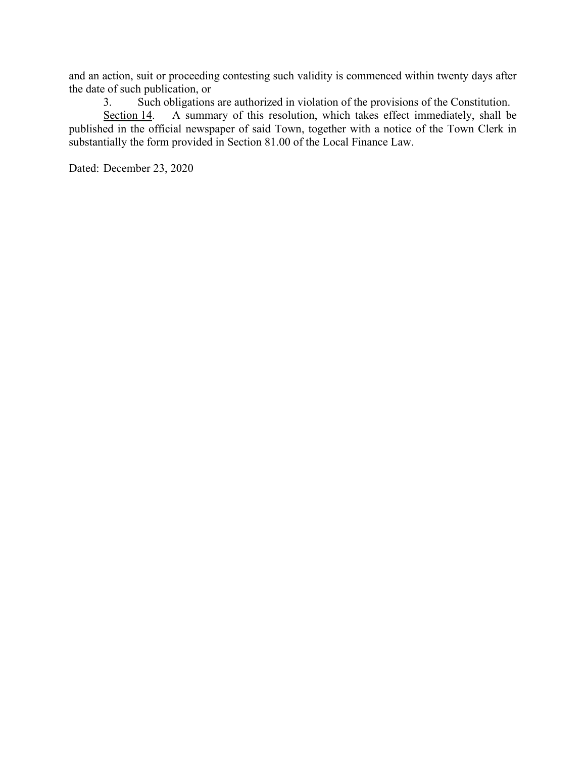and an action, suit or proceeding contesting such validity is commenced within twenty days after the date of such publication, or

3. Such obligations are authorized in violation of the provisions of the Constitution.

Section 14. A summary of this resolution, which takes effect immediately, shall be published in the official newspaper of said Town, together with a notice of the Town Clerk in substantially the form provided in Section 81.00 of the Local Finance Law.

Dated: December 23, 2020